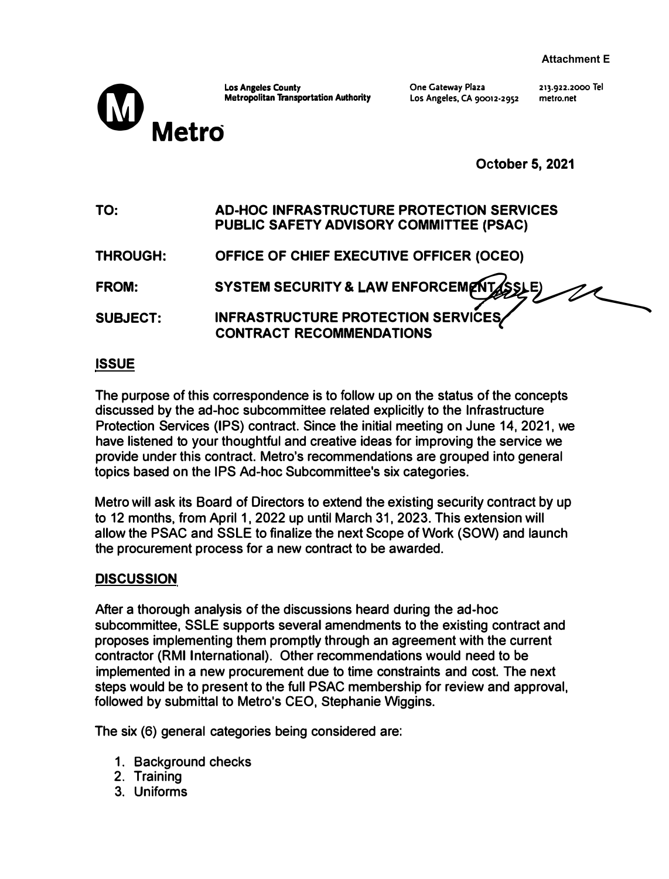Attachment E

**Metro**

Los Angeles County
Metropolitan Transportation Authority

One Gateway Plaza
Los Angeles, CA 90012-2952

213.922.2000 Tel
metro.net

**October 5, 2021**

**TO:** AD-HOC INFRASTRUCTURE PROTECTION SERVICES PUBLIC SAFETY ADVISORY COMMITTEE (PSAC)

**THROUGH:** OFFICE OF CHIEF EXECUTIVE OFFICER (OCEO)

**FROM:** SYSTEM SECURITY & LAW ENFORCEMENT (SSLE)

**SUBJECT:** INFRASTRUCTURE PROTECTION SERVICES CONTRACT RECOMMENDATIONS

## ISSUE

The purpose of this correspondence is to follow up on the status of the concepts discussed by the ad-hoc subcommittee related explicitly to the Infrastructure Protection Services (IPS) contract. Since the initial meeting on June 14, 2021, we have listened to your thoughtful and creative ideas for improving the service we provide under this contract. Metro's recommendations are grouped into general topics based on the IPS Ad-hoc Subcommittee's six categories.

Metro will ask its Board of Directors to extend the existing security contract by up to 12 months, from April 1, 2022 up until March 31, 2023. This extension will allow the PSAC and SSLE to finalize the next Scope of Work (SOW) and launch the procurement process for a new contract to be awarded.

## DISCUSSION

After a thorough analysis of the discussions heard during the ad-hoc subcommittee, SSLE supports several amendments to the existing contract and proposes implementing them promptly through an agreement with the current contractor (RMI International). Other recommendations would need to be implemented in a new procurement due to time constraints and cost. The next steps would be to present to the full PSAC membership for review and approval, followed by submittal to Metro's CEO, Stephanie Wiggins.

The six (6) general categories being considered are:

1. Background checks
2. Training
3. Uniforms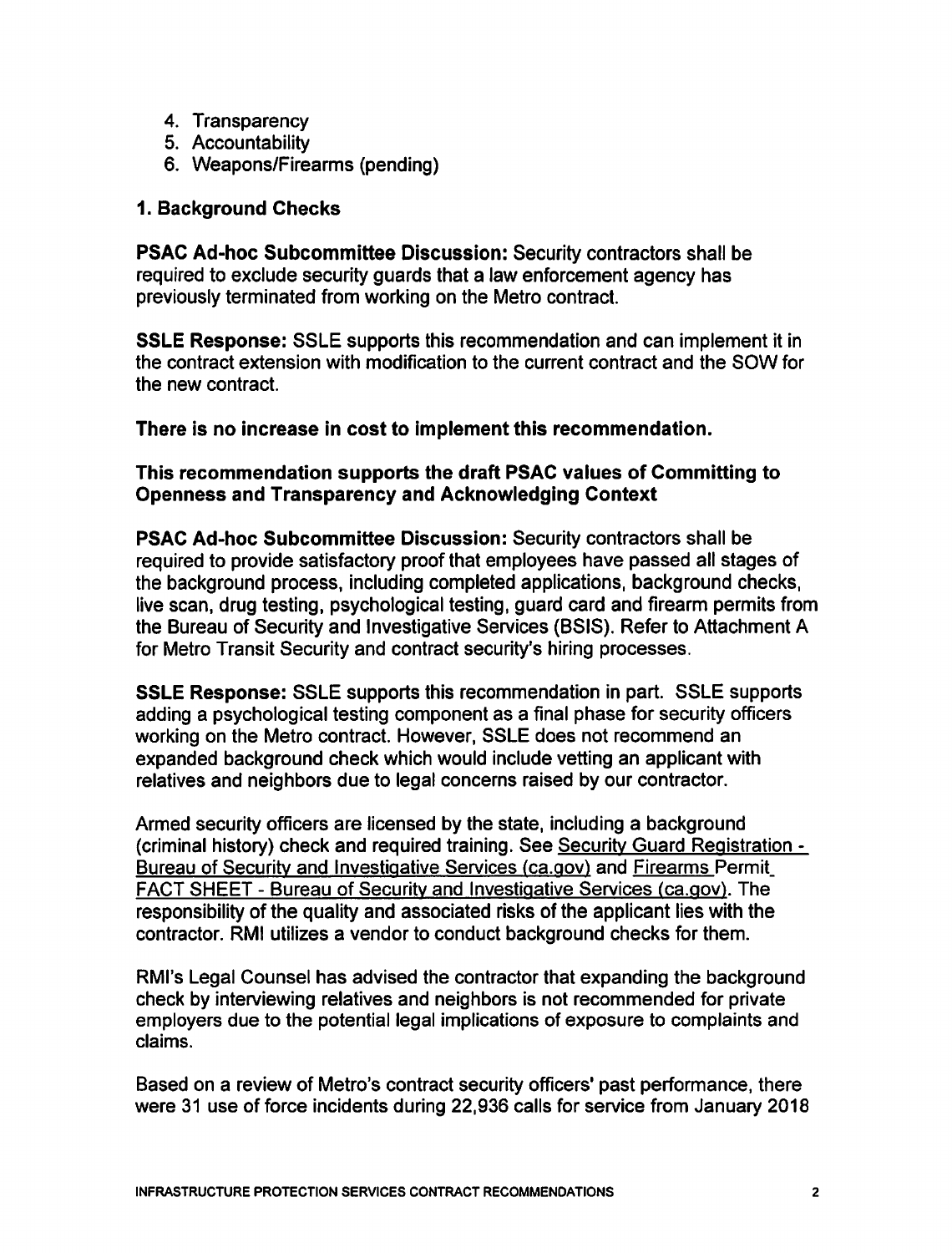4. Transparency
5. Accountability
6. Weapons/Firearms (pending)

### 1. Background Checks

**PSAC Ad-hoc Subcommittee Discussion:** Security contractors shall be required to exclude security guards that a law enforcement agency has previously terminated from working on the Metro contract.

**SSLE Response:** SSLE supports this recommendation and can implement it in the contract extension with modification to the current contract and the SOW for the new contract.

**There is no increase in cost to implement this recommendation.**

**This recommendation supports the draft PSAC values of Committing to Openness and Transparency and Acknowledging Context**

**PSAC Ad-hoc Subcommittee Discussion:** Security contractors shall be required to provide satisfactory proof that employees have passed all stages of the background process, including completed applications, background checks, live scan, drug testing, psychological testing, guard card and firearm permits from the Bureau of Security and Investigative Services (BSIS). Refer to Attachment A for Metro Transit Security and contract security's hiring processes.

**SSLE Response:** SSLE supports this recommendation in part. SSLE supports adding a psychological testing component as a final phase for security officers working on the Metro contract. However, SSLE does not recommend an expanded background check which would include vetting an applicant with relatives and neighbors due to legal concerns raised by our contractor.

Armed security officers are licensed by the state, including a background (criminal history) check and required training. See Security Guard Registration - Bureau of Security and Investigative Services (ca.gov) and Firearms Permit FACT SHEET - Bureau of Security and Investigative Services (ca.gov). The responsibility of the quality and associated risks of the applicant lies with the contractor. RMI utilizes a vendor to conduct background checks for them.

RMI's Legal Counsel has advised the contractor that expanding the background check by interviewing relatives and neighbors is not recommended for private employers due to the potential legal implications of exposure to complaints and claims.

Based on a review of Metro's contract security officers' past performance, there were 31 use of force incidents during 22,936 calls for service from January 2018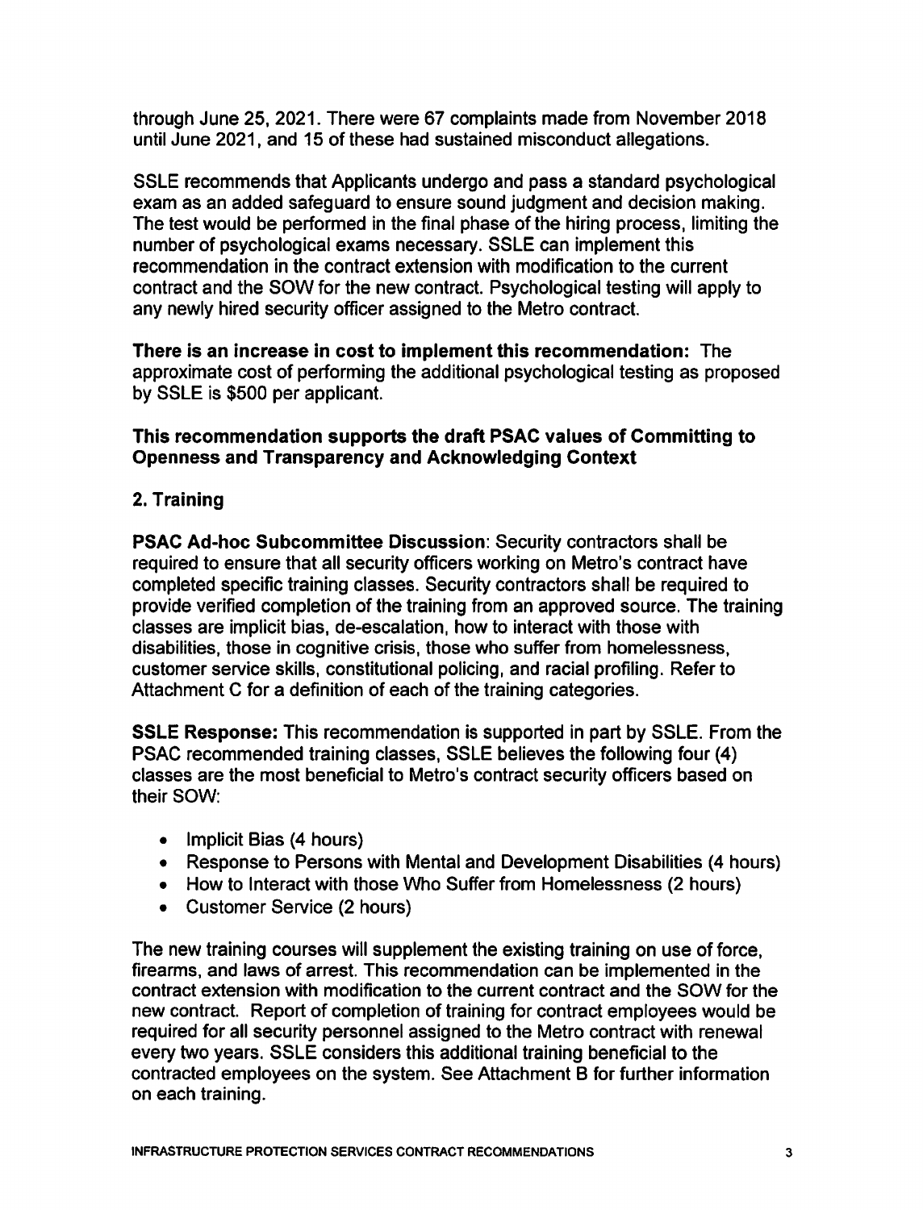through June 25, 2021. There were 67 complaints made from November 2018 until June 2021, and 15 of these had sustained misconduct allegations.

SSLE recommends that Applicants undergo and pass a standard psychological exam as an added safeguard to ensure sound judgment and decision making. The test would be performed in the final phase of the hiring process, limiting the number of psychological exams necessary. SSLE can implement this recommendation in the contract extension with modification to the current contract and the SOW for the new contract. Psychological testing will apply to any newly hired security officer assigned to the Metro contract.

**There is an increase in cost to implement this recommendation:** The approximate cost of performing the additional psychological testing as proposed by SSLE is $500 per applicant.

**This recommendation supports the draft PSAC values of Committing to Openness and Transparency and Acknowledging Context**

**2. Training**

**PSAC Ad-hoc Subcommittee Discussion**: Security contractors shall be required to ensure that all security officers working on Metro's contract have completed specific training classes. Security contractors shall be required to provide verified completion of the training from an approved source. The training classes are implicit bias, de-escalation, how to interact with those with disabilities, those in cognitive crisis, those who suffer from homelessness, customer service skills, constitutional policing, and racial profiling. Refer to Attachment C for a definition of each of the training categories.

**SSLE Response:** This recommendation is supported in part by SSLE. From the PSAC recommended training classes, SSLE believes the following four (4) classes are the most beneficial to Metro's contract security officers based on their SOW:

- Implicit Bias (4 hours)
- Response to Persons with Mental and Development Disabilities (4 hours)
- How to Interact with those Who Suffer from Homelessness (2 hours)
- Customer Service (2 hours)

The new training courses will supplement the existing training on use of force, firearms, and laws of arrest. This recommendation can be implemented in the contract extension with modification to the current contract and the SOW for the new contract. Report of completion of training for contract employees would be required for all security personnel assigned to the Metro contract with renewal every two years. SSLE considers this additional training beneficial to the contracted employees on the system. See Attachment B for further information on each training.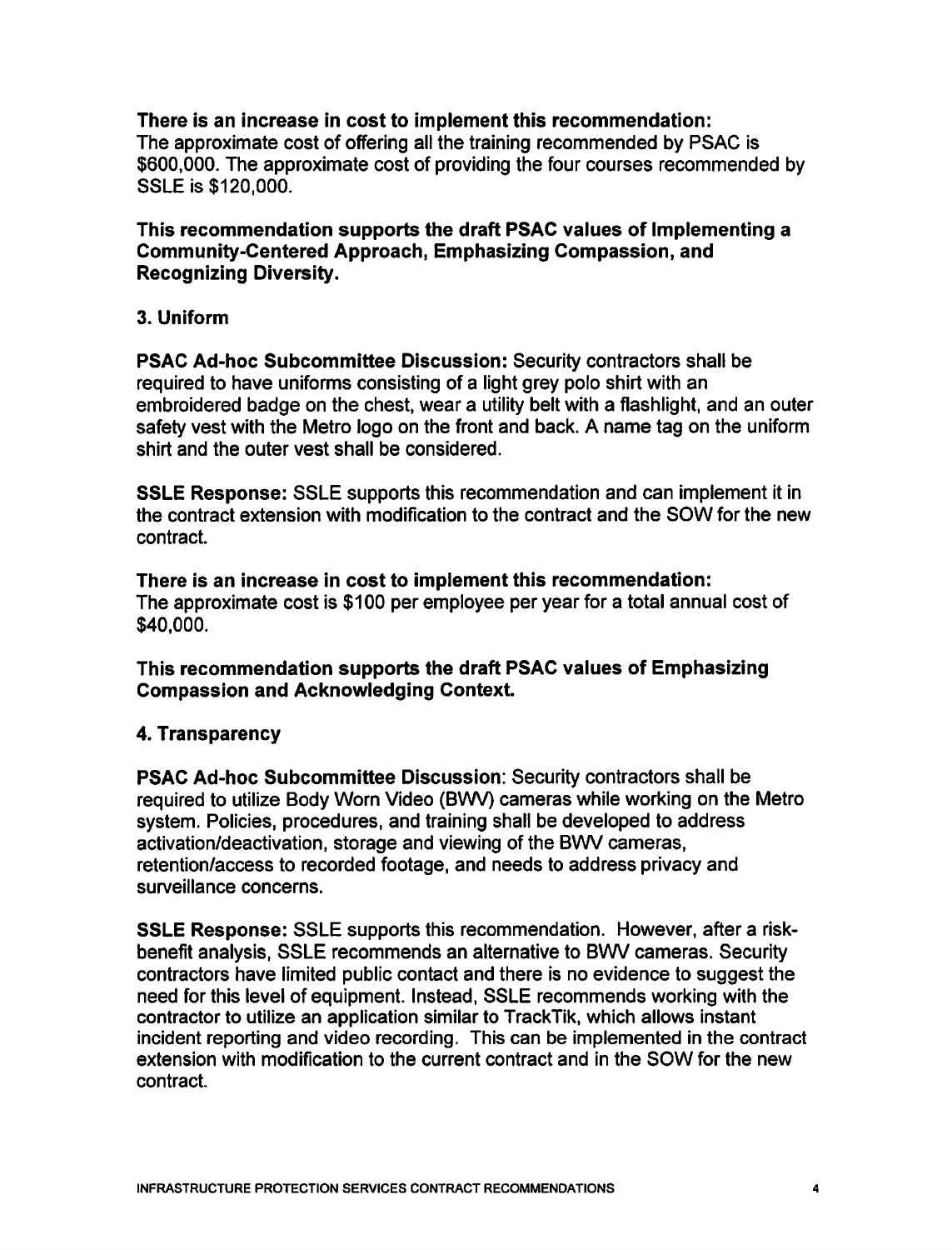**There is an increase in cost to implement this recommendation:**
The approximate cost of offering all the training recommended by PSAC is $600,000. The approximate cost of providing the four courses recommended by SSLE is $120,000.

**This recommendation supports the draft PSAC values of Implementing a Community-Centered Approach, Emphasizing Compassion, and Recognizing Diversity.**

### 3. Uniform

**PSAC Ad-hoc Subcommittee Discussion:** Security contractors shall be required to have uniforms consisting of a light grey polo shirt with an embroidered badge on the chest, wear a utility belt with a flashlight, and an outer safety vest with the Metro logo on the front and back. A name tag on the uniform shirt and the outer vest shall be considered.

**SSLE Response:** SSLE supports this recommendation and can implement it in the contract extension with modification to the contract and the SOW for the new contract.

**There is an increase in cost to implement this recommendation:**
The approximate cost is $100 per employee per year for a total annual cost of $40,000.

**This recommendation supports the draft PSAC values of Emphasizing Compassion and Acknowledging Context.**

### 4. Transparency

**PSAC Ad-hoc Subcommittee Discussion**: Security contractors shall be required to utilize Body Worn Video (BWV) cameras while working on the Metro system. Policies, procedures, and training shall be developed to address activation/deactivation, storage and viewing of the BWV cameras, retention/access to recorded footage, and needs to address privacy and surveillance concerns.

**SSLE Response:** SSLE supports this recommendation. However, after a risk-benefit analysis, SSLE recommends an alternative to BWV cameras. Security contractors have limited public contact and there is no evidence to suggest the need for this level of equipment. Instead, SSLE recommends working with the contractor to utilize an application similar to TrackTik, which allows instant incident reporting and video recording. This can be implemented in the contract extension with modification to the current contract and in the SOW for the new contract.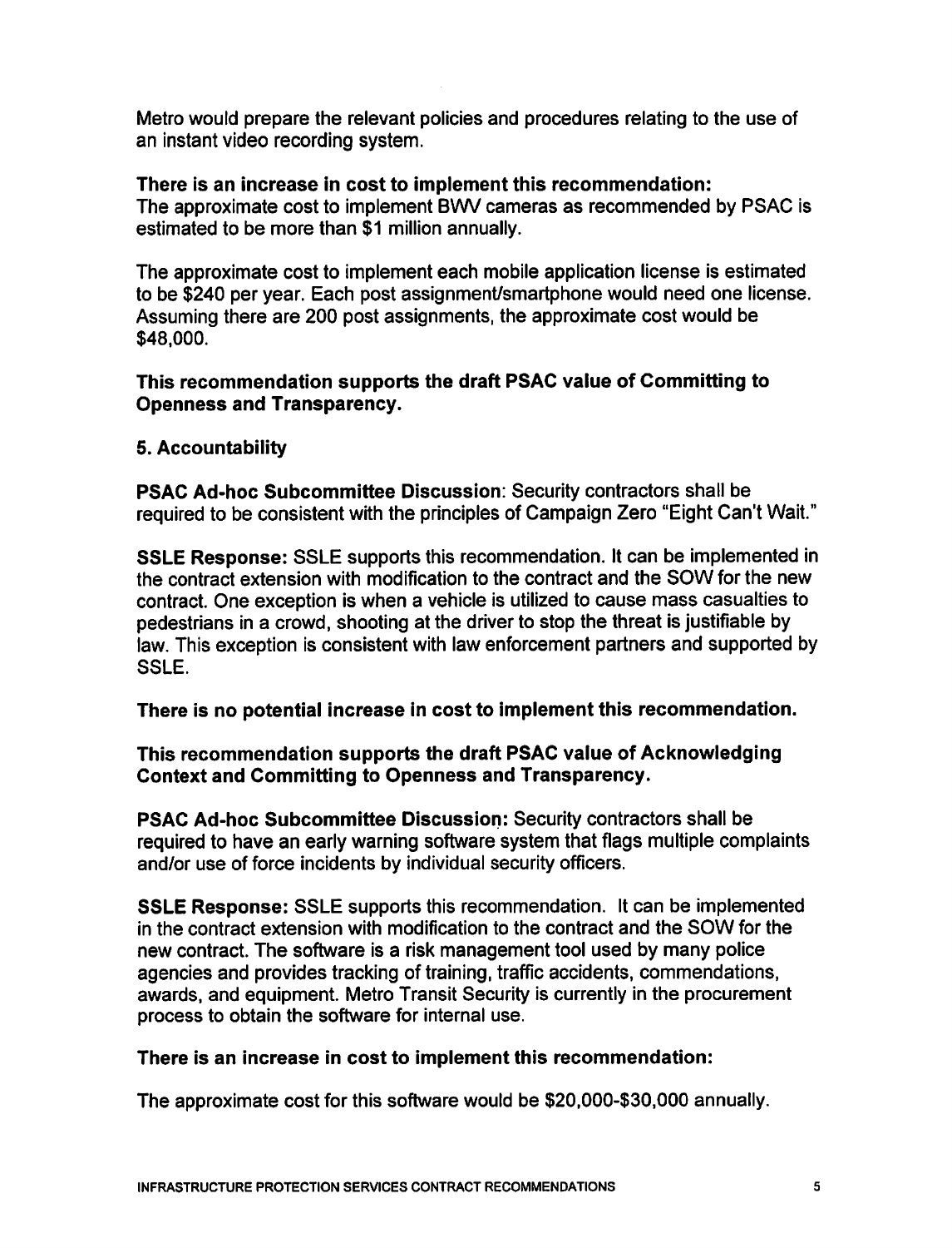Metro would prepare the relevant policies and procedures relating to the use of an instant video recording system.

**There is an increase in cost to implement this recommendation:**
The approximate cost to implement BWV cameras as recommended by PSAC is estimated to be more than $1 million annually.

The approximate cost to implement each mobile application license is estimated to be $240 per year. Each post assignment/smartphone would need one license. Assuming there are 200 post assignments, the approximate cost would be $48,000.

**This recommendation supports the draft PSAC value of Committing to Openness and Transparency.**

**5. Accountability**

**PSAC Ad-hoc Subcommittee Discussion**: Security contractors shall be required to be consistent with the principles of Campaign Zero "Eight Can't Wait."

**SSLE Response:** SSLE supports this recommendation. It can be implemented in the contract extension with modification to the contract and the SOW for the new contract. One exception is when a vehicle is utilized to cause mass casualties to pedestrians in a crowd, shooting at the driver to stop the threat is justifiable by law. This exception is consistent with law enforcement partners and supported by SSLE.

**There is no potential increase in cost to implement this recommendation.**

**This recommendation supports the draft PSAC value of Acknowledging Context and Committing to Openness and Transparency.**

**PSAC Ad-hoc Subcommittee Discussion:** Security contractors shall be required to have an early warning software system that flags multiple complaints and/or use of force incidents by individual security officers.

**SSLE Response:** SSLE supports this recommendation. It can be implemented in the contract extension with modification to the contract and the SOW for the new contract. The software is a risk management tool used by many police agencies and provides tracking of training, traffic accidents, commendations, awards, and equipment. Metro Transit Security is currently in the procurement process to obtain the software for internal use.

**There is an increase in cost to implement this recommendation:**

The approximate cost for this software would be $20,000-$30,000 annually.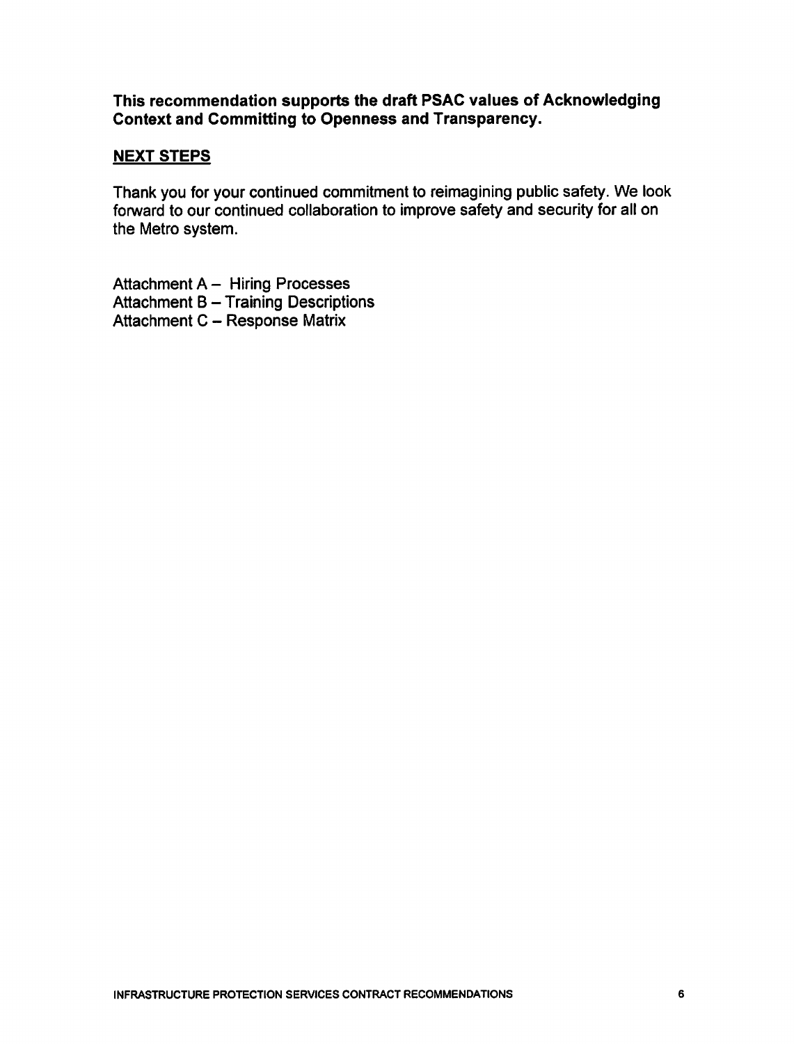**This recommendation supports the draft PSAC values of Acknowledging Context and Committing to Openness and Transparency.**

## NEXT STEPS

Thank you for your continued commitment to reimagining public safety. We look forward to our continued collaboration to improve safety and security for all on the Metro system.

Attachment A – Hiring Processes
Attachment B – Training Descriptions
Attachment C – Response Matrix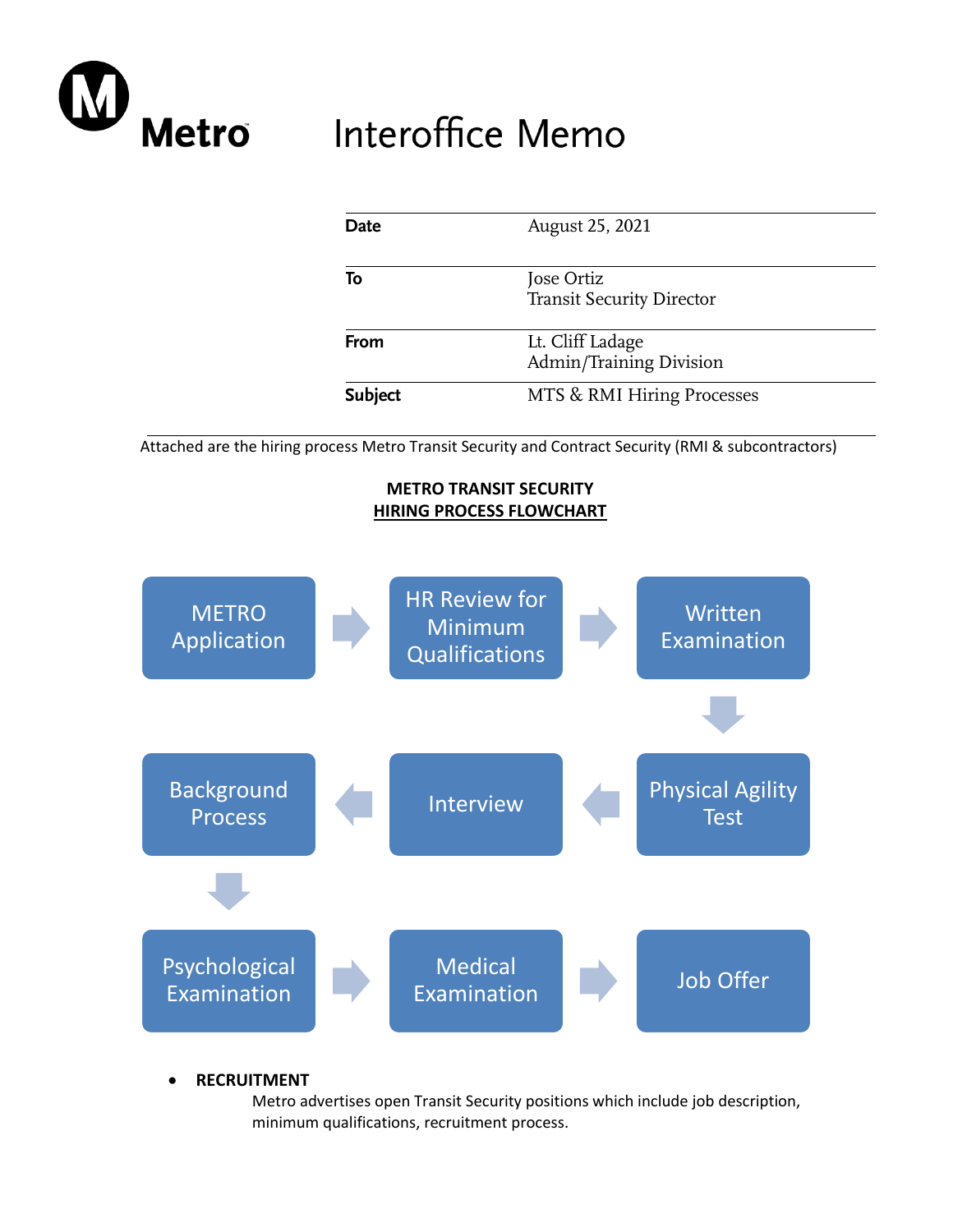# Metro

# Interoffice Memo

| | |
|---|---|
| **Date** | August 25, 2021 |
| **To** | Jose Ortiz<br>Transit Security Director |
| **From** | Lt. Cliff Ladage<br>Admin/Training Division |
| **Subject** | MTS & RMI Hiring Processes |

Attached are the hiring process Metro Transit Security and Contract Security (RMI & subcontractors)

**METRO TRANSIT SECURITY**
**HIRING PROCESS FLOWCHART**

METRO Application → HR Review for Minimum Qualifications → Written Examination → Physical Agility Test → Interview → Background Process → Psychological Examination → Medical Examination → Job Offer

- **RECRUITMENT**

  Metro advertises open Transit Security positions which include job description, minimum qualifications, recruitment process.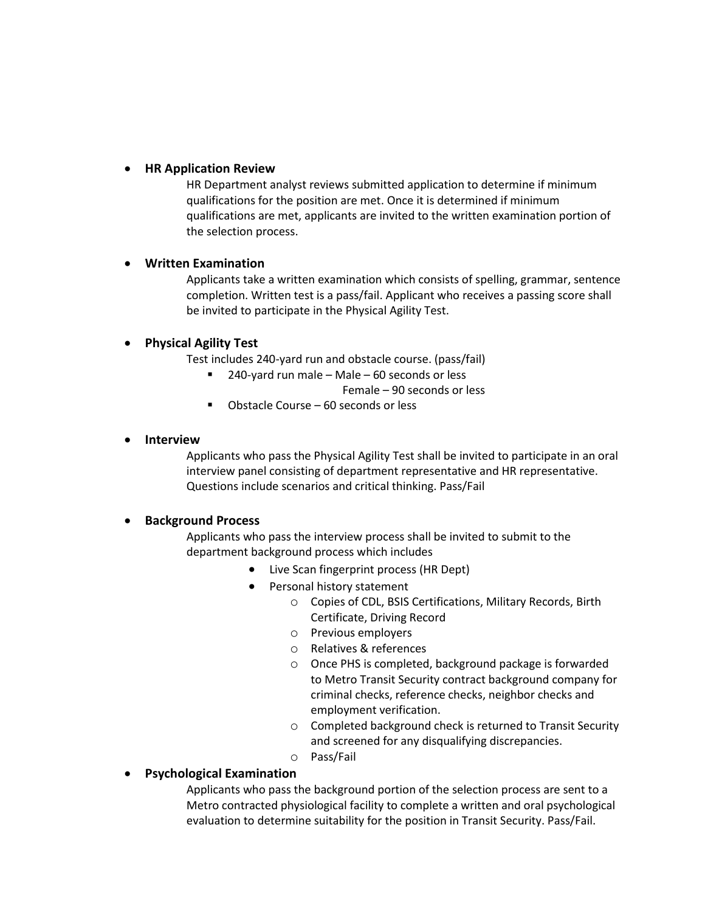- **HR Application Review**

  HR Department analyst reviews submitted application to determine if minimum qualifications for the position are met. Once it is determined if minimum qualifications are met, applicants are invited to the written examination portion of the selection process.

- **Written Examination**

  Applicants take a written examination which consists of spelling, grammar, sentence completion. Written test is a pass/fail. Applicant who receives a passing score shall be invited to participate in the Physical Agility Test.

- **Physical Agility Test**

  Test includes 240-yard run and obstacle course. (pass/fail)

  - 240-yard run male – Male – 60 seconds or less
    Female – 90 seconds or less
  - Obstacle Course – 60 seconds or less

- **Interview**

  Applicants who pass the Physical Agility Test shall be invited to participate in an oral interview panel consisting of department representative and HR representative. Questions include scenarios and critical thinking. Pass/Fail

- **Background Process**

  Applicants who pass the interview process shall be invited to submit to the department background process which includes

  - Live Scan fingerprint process (HR Dept)
  - Personal history statement
    - Copies of CDL, BSIS Certifications, Military Records, Birth Certificate, Driving Record
    - Previous employers
    - Relatives & references
    - Once PHS is completed, background package is forwarded to Metro Transit Security contract background company for criminal checks, reference checks, neighbor checks and employment verification.
    - Completed background check is returned to Transit Security and screened for any disqualifying discrepancies.
    - Pass/Fail

- **Psychological Examination**

  Applicants who pass the background portion of the selection process are sent to a Metro contracted physiological facility to complete a written and oral psychological evaluation to determine suitability for the position in Transit Security. Pass/Fail.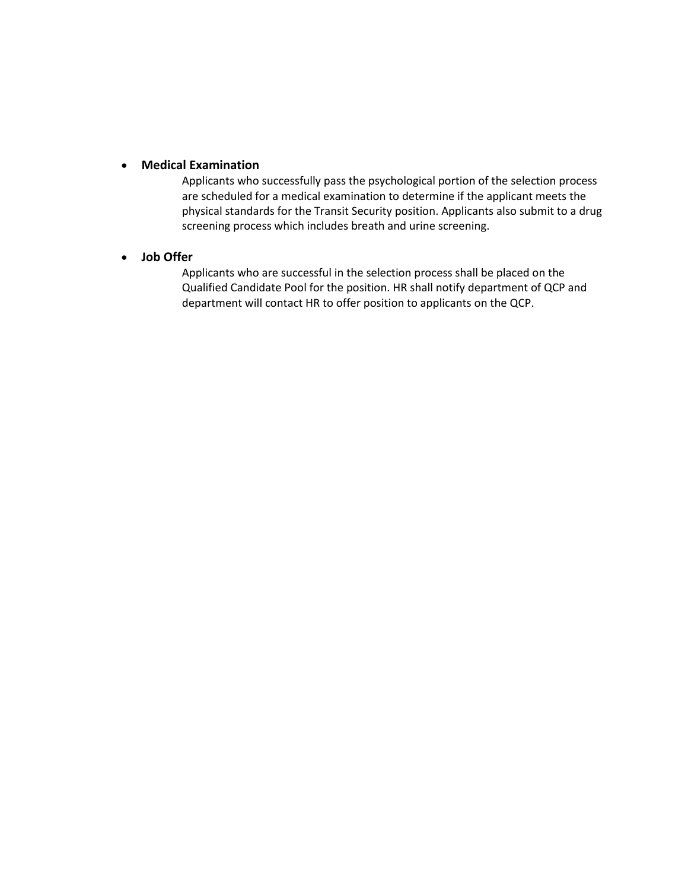- **Medical Examination**

  Applicants who successfully pass the psychological portion of the selection process are scheduled for a medical examination to determine if the applicant meets the physical standards for the Transit Security position. Applicants also submit to a drug screening process which includes breath and urine screening.

- **Job Offer**

  Applicants who are successful in the selection process shall be placed on the Qualified Candidate Pool for the position. HR shall notify department of QCP and department will contact HR to offer position to applicants on the QCP.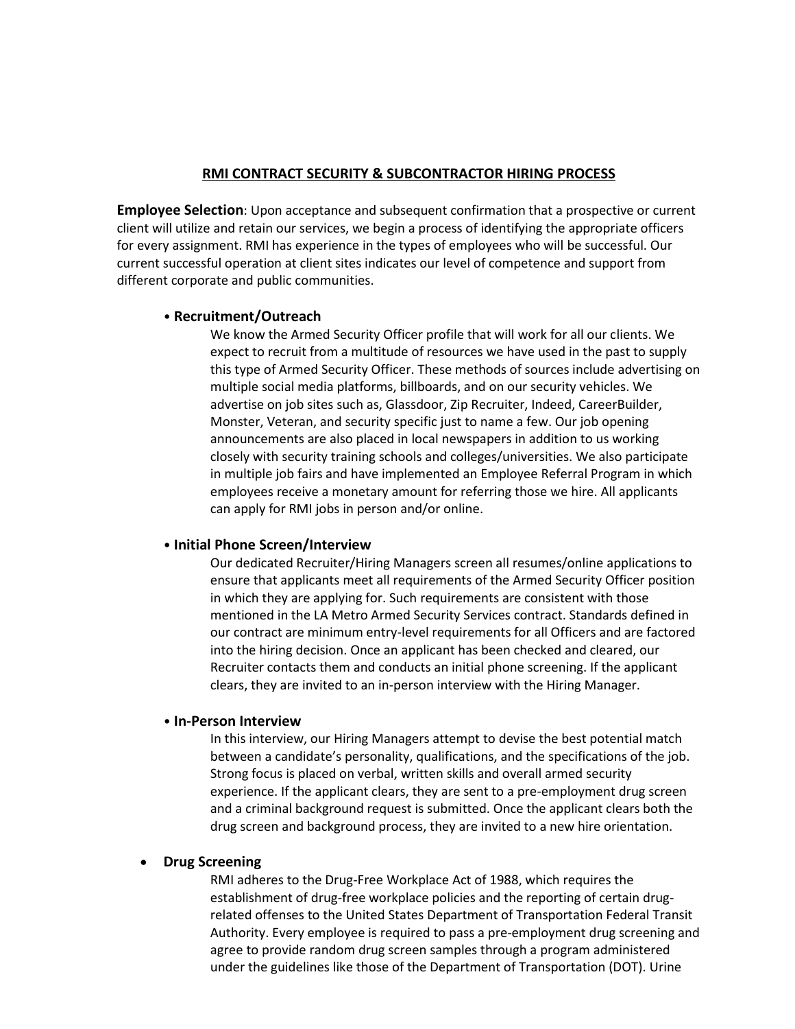## RMI CONTRACT SECURITY & SUBCONTRACTOR HIRING PROCESS

**Employee Selection**: Upon acceptance and subsequent confirmation that a prospective or current client will utilize and retain our services, we begin a process of identifying the appropriate officers for every assignment. RMI has experience in the types of employees who will be successful. Our current successful operation at client sites indicates our level of competence and support from different corporate and public communities.

- **Recruitment/Outreach**

  We know the Armed Security Officer profile that will work for all our clients. We expect to recruit from a multitude of resources we have used in the past to supply this type of Armed Security Officer. These methods of sources include advertising on multiple social media platforms, billboards, and on our security vehicles. We advertise on job sites such as, Glassdoor, Zip Recruiter, Indeed, CareerBuilder, Monster, Veteran, and security specific just to name a few. Our job opening announcements are also placed in local newspapers in addition to us working closely with security training schools and colleges/universities. We also participate in multiple job fairs and have implemented an Employee Referral Program in which employees receive a monetary amount for referring those we hire. All applicants can apply for RMI jobs in person and/or online.

- **Initial Phone Screen/Interview**

  Our dedicated Recruiter/Hiring Managers screen all resumes/online applications to ensure that applicants meet all requirements of the Armed Security Officer position in which they are applying for. Such requirements are consistent with those mentioned in the LA Metro Armed Security Services contract. Standards defined in our contract are minimum entry-level requirements for all Officers and are factored into the hiring decision. Once an applicant has been checked and cleared, our Recruiter contacts them and conducts an initial phone screening. If the applicant clears, they are invited to an in-person interview with the Hiring Manager.

- **In-Person Interview**

  In this interview, our Hiring Managers attempt to devise the best potential match between a candidate's personality, qualifications, and the specifications of the job. Strong focus is placed on verbal, written skills and overall armed security experience. If the applicant clears, they are sent to a pre-employment drug screen and a criminal background request is submitted. Once the applicant clears both the drug screen and background process, they are invited to a new hire orientation.

- **Drug Screening**

  RMI adheres to the Drug-Free Workplace Act of 1988, which requires the establishment of drug-free workplace policies and the reporting of certain drug-related offenses to the United States Department of Transportation Federal Transit Authority. Every employee is required to pass a pre-employment drug screening and agree to provide random drug screen samples through a program administered under the guidelines like those of the Department of Transportation (DOT). Urine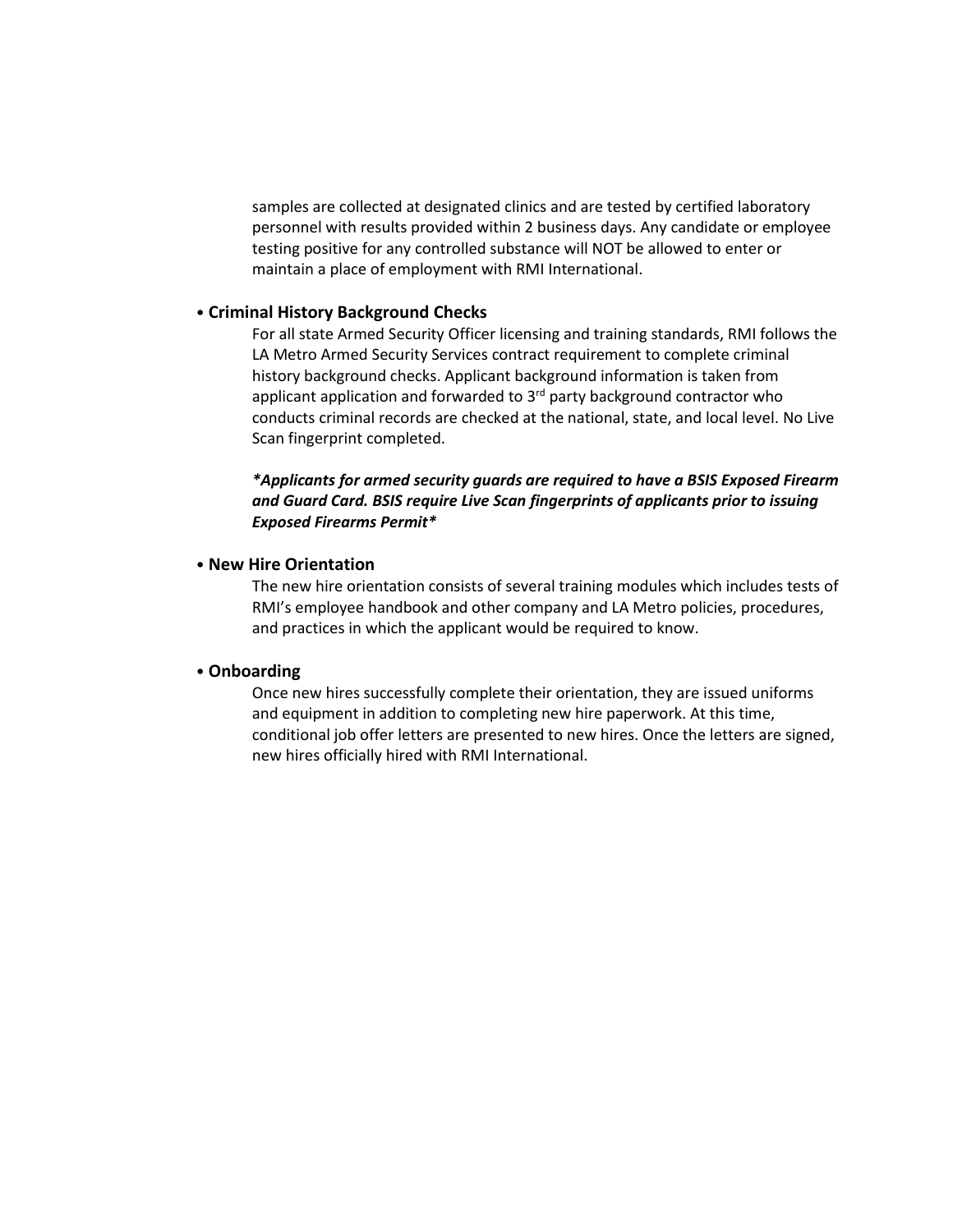samples are collected at designated clinics and are tested by certified laboratory personnel with results provided within 2 business days. Any candidate or employee testing positive for any controlled substance will NOT be allowed to enter or maintain a place of employment with RMI International.

- **Criminal History Background Checks**

  For all state Armed Security Officer licensing and training standards, RMI follows the LA Metro Armed Security Services contract requirement to complete criminal history background checks. Applicant background information is taken from applicant application and forwarded to 3rd party background contractor who conducts criminal records are checked at the national, state, and local level. No Live Scan fingerprint completed.

  ***Applicants for armed security guards are required to have a BSIS Exposed Firearm and Guard Card. BSIS require Live Scan fingerprints of applicants prior to issuing Exposed Firearms Permit***

- **New Hire Orientation**

  The new hire orientation consists of several training modules which includes tests of RMI's employee handbook and other company and LA Metro policies, procedures, and practices in which the applicant would be required to know.

- **Onboarding**

  Once new hires successfully complete their orientation, they are issued uniforms and equipment in addition to completing new hire paperwork. At this time, conditional job offer letters are presented to new hires. Once the letters are signed, new hires officially hired with RMI International.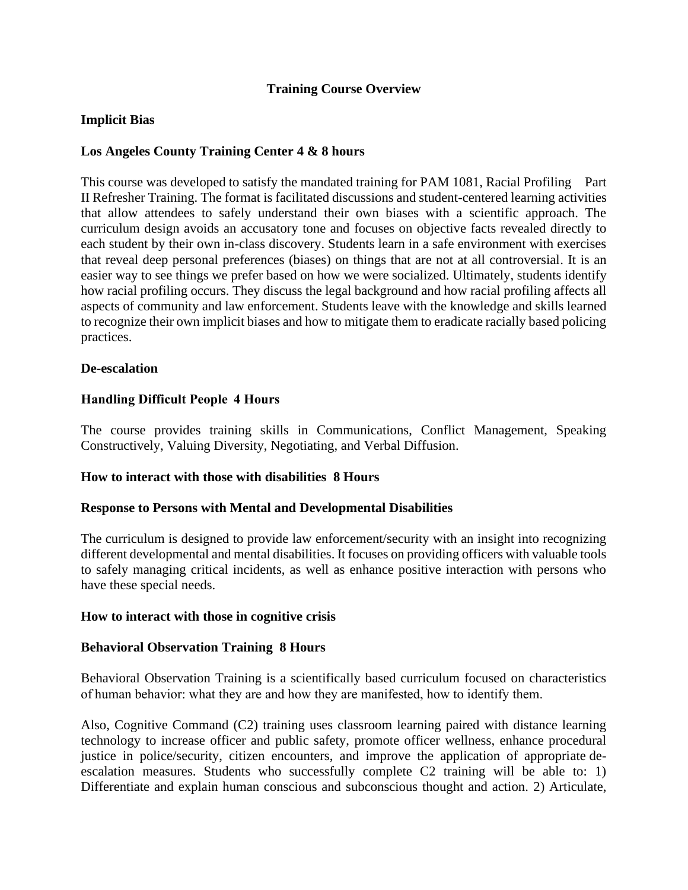**Training Course Overview**

**Implicit Bias**

**Los Angeles County Training Center 4 & 8 hours**

This course was developed to satisfy the mandated training for PAM 1081, Racial Profiling Part II Refresher Training. The format is facilitated discussions and student-centered learning activities that allow attendees to safely understand their own biases with a scientific approach. The curriculum design avoids an accusatory tone and focuses on objective facts revealed directly to each student by their own in-class discovery. Students learn in a safe environment with exercises that reveal deep personal preferences (biases) on things that are not at all controversial. It is an easier way to see things we prefer based on how we were socialized. Ultimately, students identify how racial profiling occurs. They discuss the legal background and how racial profiling affects all aspects of community and law enforcement. Students leave with the knowledge and skills learned to recognize their own implicit biases and how to mitigate them to eradicate racially based policing practices.

**De-escalation**

**Handling Difficult People 4 Hours**

The course provides training skills in Communications, Conflict Management, Speaking Constructively, Valuing Diversity, Negotiating, and Verbal Diffusion.

**How to interact with those with disabilities 8 Hours**

**Response to Persons with Mental and Developmental Disabilities**

The curriculum is designed to provide law enforcement/security with an insight into recognizing different developmental and mental disabilities. It focuses on providing officers with valuable tools to safely managing critical incidents, as well as enhance positive interaction with persons who have these special needs.

**How to interact with those in cognitive crisis**

**Behavioral Observation Training 8 Hours**

Behavioral Observation Training is a scientifically based curriculum focused on characteristics of human behavior: what they are and how they are manifested, how to identify them.

Also, Cognitive Command (C2) training uses classroom learning paired with distance learning technology to increase officer and public safety, promote officer wellness, enhance procedural justice in police/security, citizen encounters, and improve the application of appropriate de-escalation measures. Students who successfully complete C2 training will be able to: 1) Differentiate and explain human conscious and subconscious thought and action. 2) Articulate,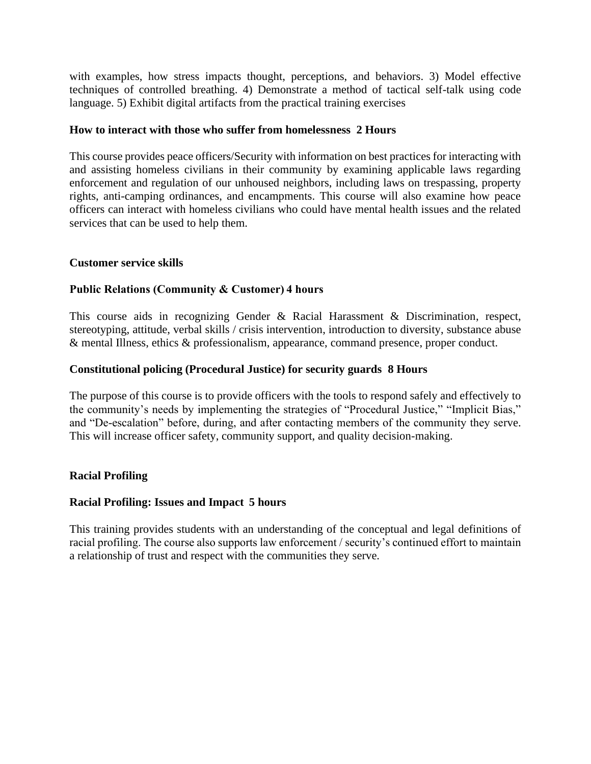with examples, how stress impacts thought, perceptions, and behaviors. 3) Model effective techniques of controlled breathing. 4) Demonstrate a method of tactical self-talk using code language. 5) Exhibit digital artifacts from the practical training exercises

**How to interact with those who suffer from homelessness 2 Hours**

This course provides peace officers/Security with information on best practices for interacting with and assisting homeless civilians in their community by examining applicable laws regarding enforcement and regulation of our unhoused neighbors, including laws on trespassing, property rights, anti-camping ordinances, and encampments. This course will also examine how peace officers can interact with homeless civilians who could have mental health issues and the related services that can be used to help them.

**Customer service skills**

**Public Relations (Community & Customer) 4 hours**

This course aids in recognizing Gender & Racial Harassment & Discrimination, respect, stereotyping, attitude, verbal skills / crisis intervention, introduction to diversity, substance abuse & mental Illness, ethics & professionalism, appearance, command presence, proper conduct.

**Constitutional policing (Procedural Justice) for security guards 8 Hours**

The purpose of this course is to provide officers with the tools to respond safely and effectively to the community's needs by implementing the strategies of "Procedural Justice," "Implicit Bias," and "De-escalation" before, during, and after contacting members of the community they serve. This will increase officer safety, community support, and quality decision-making.

**Racial Profiling**

**Racial Profiling: Issues and Impact 5 hours**

This training provides students with an understanding of the conceptual and legal definitions of racial profiling. The course also supports law enforcement / security's continued effort to maintain a relationship of trust and respect with the communities they serve.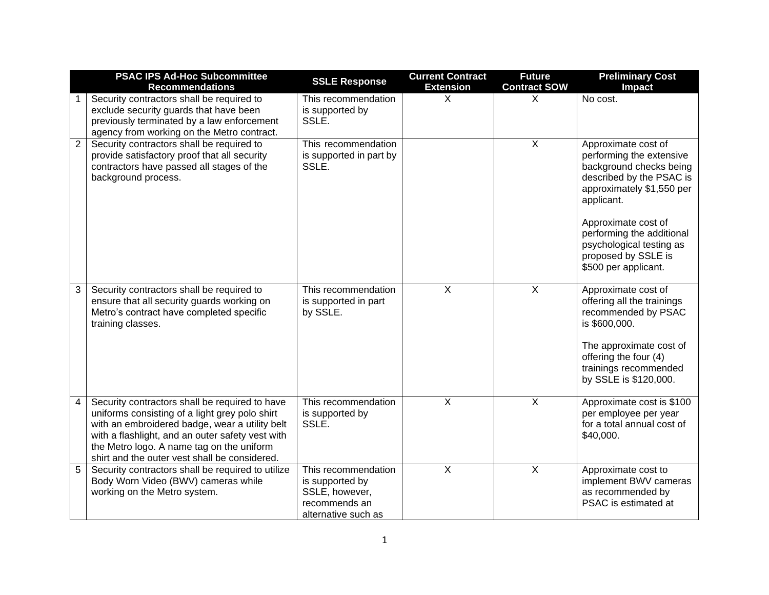| | PSAC IPS Ad-Hoc Subcommittee Recommendations | SSLE Response | Current Contract Extension | Future Contract SOW | Preliminary Cost Impact |
|---|---|---|---|---|---|
| 1 | Security contractors shall be required to exclude security guards that have been previously terminated by a law enforcement agency from working on the Metro contract. | This recommendation is supported by SSLE. | X | X | No cost. |
| 2 | Security contractors shall be required to provide satisfactory proof that all security contractors have passed all stages of the background process. | This recommendation is supported in part by SSLE. | | X | Approximate cost of performing the extensive background checks being described by the PSAC is approximately $1,550 per applicant.<br><br>Approximate cost of performing the additional psychological testing as proposed by SSLE is $500 per applicant. |
| 3 | Security contractors shall be required to ensure that all security guards working on Metro's contract have completed specific training classes. | This recommendation is supported in part by SSLE. | X | X | Approximate cost of offering all the trainings recommended by PSAC is $600,000.<br><br>The approximate cost of offering the four (4) trainings recommended by SSLE is $120,000. |
| 4 | Security contractors shall be required to have uniforms consisting of a light grey polo shirt with an embroidered badge, wear a utility belt with a flashlight, and an outer safety vest with the Metro logo. A name tag on the uniform shirt and the outer vest shall be considered. | This recommendation is supported by SSLE. | X | X | Approximate cost is $100 per employee per year for a total annual cost of $40,000. |
| 5 | Security contractors shall be required to utilize Body Worn Video (BWV) cameras while working on the Metro system. | This recommendation is supported by SSLE, however, recommends an alternative such as | X | X | Approximate cost to implement BWV cameras as recommended by PSAC is estimated at |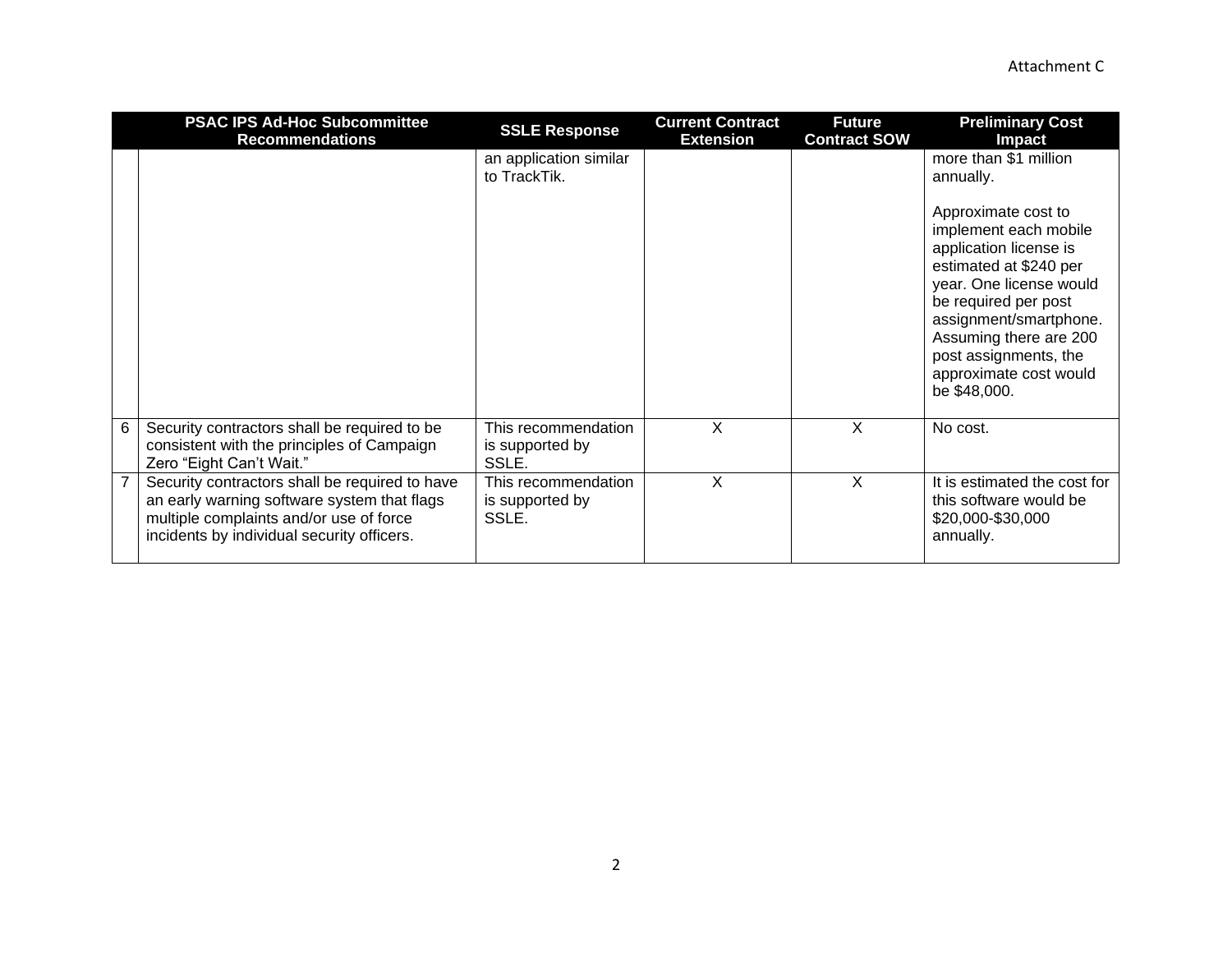Attachment C

| | PSAC IPS Ad-Hoc Subcommittee Recommendations | SSLE Response | Current Contract Extension | Future Contract SOW | Preliminary Cost Impact |
|---|---|---|---|---|---|
| | | an application similar to TrackTik. | | | more than $1 million annually.<br><br>Approximate cost to implement each mobile application license is estimated at $240 per year. One license would be required per post assignment/smartphone. Assuming there are 200 post assignments, the approximate cost would be $48,000. |
| 6 | Security contractors shall be required to be consistent with the principles of Campaign Zero "Eight Can't Wait." | This recommendation is supported by SSLE. | X | X | No cost. |
| 7 | Security contractors shall be required to have an early warning software system that flags multiple complaints and/or use of force incidents by individual security officers. | This recommendation is supported by SSLE. | X | X | It is estimated the cost for this software would be $20,000-$30,000 annually. |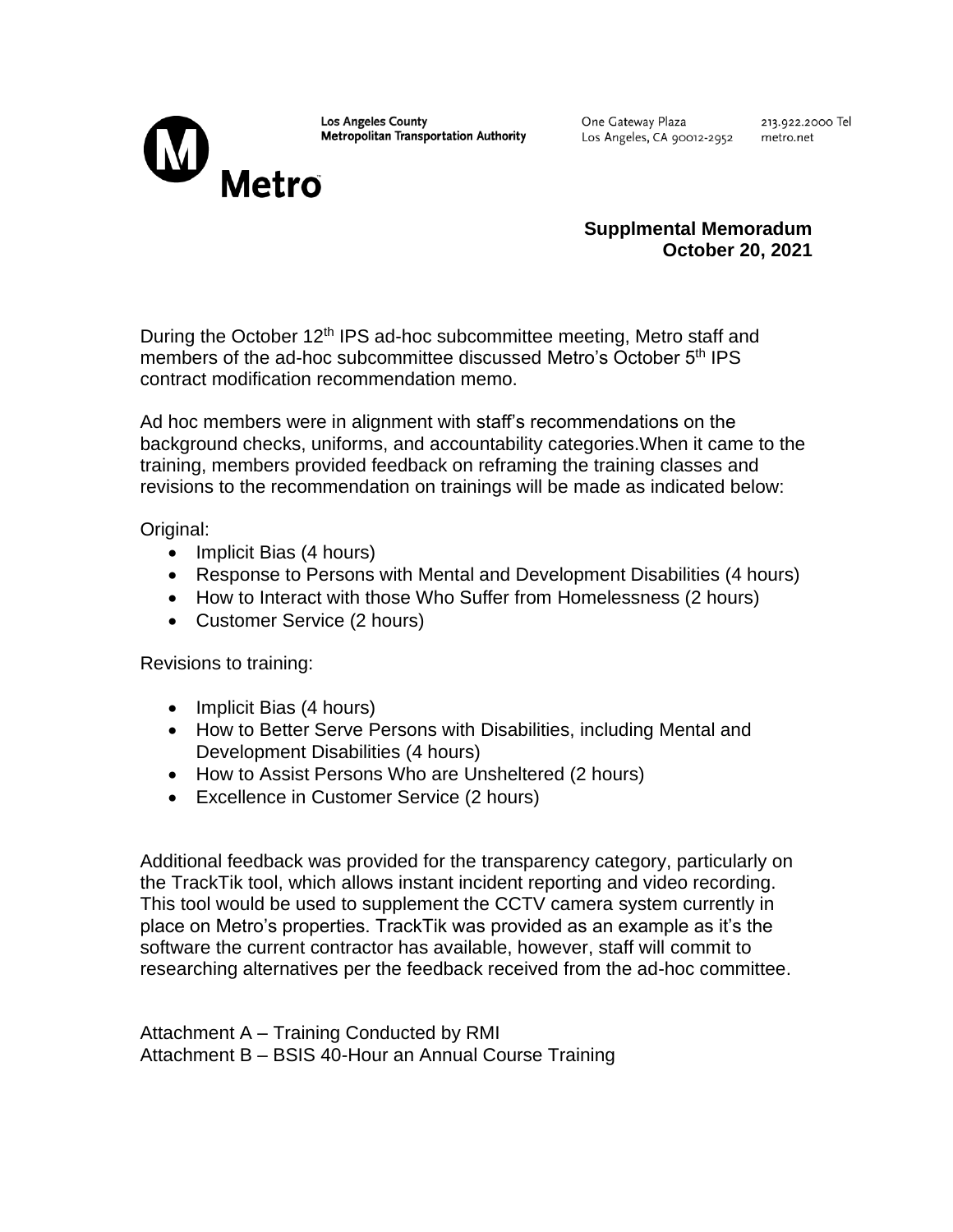Los Angeles County
Metropolitan Transportation Authority

One Gateway Plaza
Los Angeles, CA 90012-2952

213.922.2000 Tel
metro.net

Metro

**Supplmental Memoradum**
**October 20, 2021**

During the October 12th IPS ad-hoc subcommittee meeting, Metro staff and members of the ad-hoc subcommittee discussed Metro's October 5th IPS contract modification recommendation memo.

Ad hoc members were in alignment with staff's recommendations on the background checks, uniforms, and accountability categories.When it came to the training, members provided feedback on reframing the training classes and revisions to the recommendation on trainings will be made as indicated below:

Original:

- Implicit Bias (4 hours)
- Response to Persons with Mental and Development Disabilities (4 hours)
- How to Interact with those Who Suffer from Homelessness (2 hours)
- Customer Service (2 hours)

Revisions to training:

- Implicit Bias (4 hours)
- How to Better Serve Persons with Disabilities, including Mental and Development Disabilities (4 hours)
- How to Assist Persons Who are Unsheltered (2 hours)
- Excellence in Customer Service (2 hours)

Additional feedback was provided for the transparency category, particularly on the TrackTik tool, which allows instant incident reporting and video recording. This tool would be used to supplement the CCTV camera system currently in place on Metro's properties. TrackTik was provided as an example as it's the software the current contractor has available, however, staff will commit to researching alternatives per the feedback received from the ad-hoc committee.

Attachment A – Training Conducted by RMI
Attachment B – BSIS 40-Hour an Annual Course Training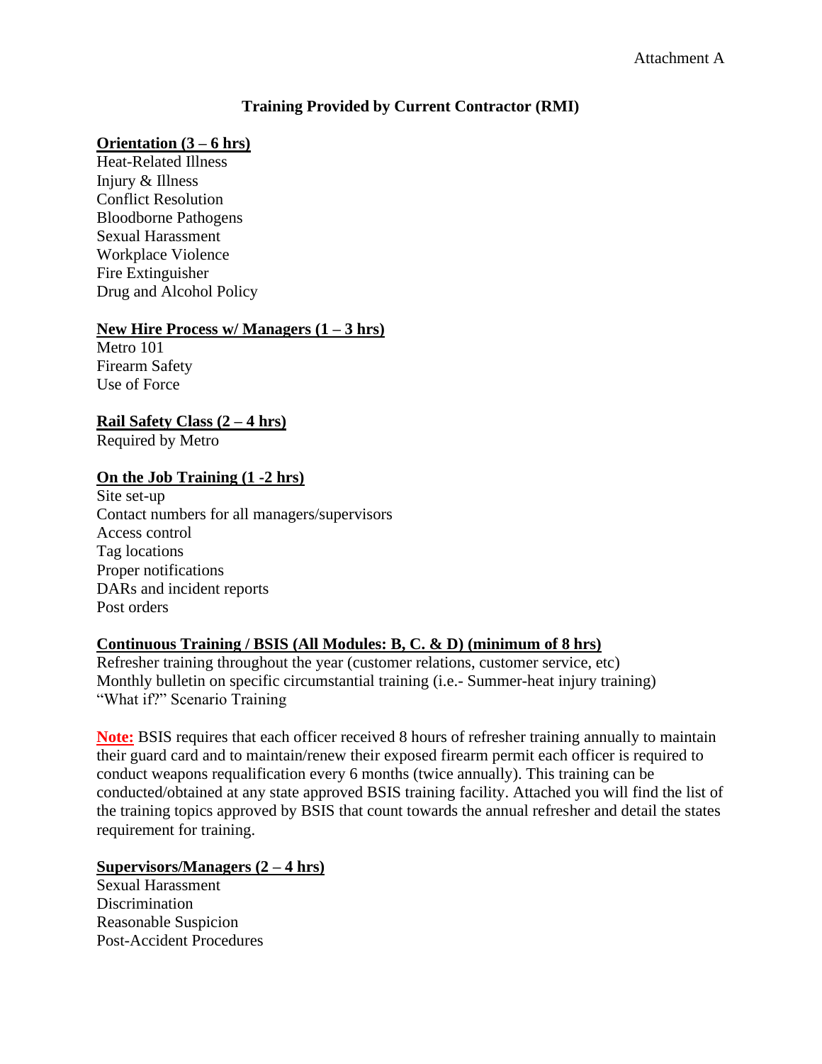Attachment A

## Training Provided by Current Contractor (RMI)

**<u>Orientation (3 – 6 hrs)</u>**

Heat-Related Illness
Injury & Illness
Conflict Resolution
Bloodborne Pathogens
Sexual Harassment
Workplace Violence
Fire Extinguisher
Drug and Alcohol Policy

**<u>New Hire Process w/ Managers (1 – 3 hrs)</u>**

Metro 101
Firearm Safety
Use of Force

**<u>Rail Safety Class (2 – 4 hrs)</u>**

Required by Metro

**<u>On the Job Training (1 -2 hrs)</u>**

Site set-up
Contact numbers for all managers/supervisors
Access control
Tag locations
Proper notifications
DARs and incident reports
Post orders

**<u>Continuous Training / BSIS (All Modules: B, C. & D) (minimum of 8 hrs)</u>**

Refresher training throughout the year (customer relations, customer service, etc)
Monthly bulletin on specific circumstantial training (i.e.- Summer-heat injury training)
"What if?" Scenario Training

**<u>Note:</u>** BSIS requires that each officer received 8 hours of refresher training annually to maintain their guard card and to maintain/renew their exposed firearm permit each officer is required to conduct weapons requalification every 6 months (twice annually). This training can be conducted/obtained at any state approved BSIS training facility. Attached you will find the list of the training topics approved by BSIS that count towards the annual refresher and detail the states requirement for training.

**<u>Supervisors/Managers (2 – 4 hrs)</u>**

Sexual Harassment
Discrimination
Reasonable Suspicion
Post-Accident Procedures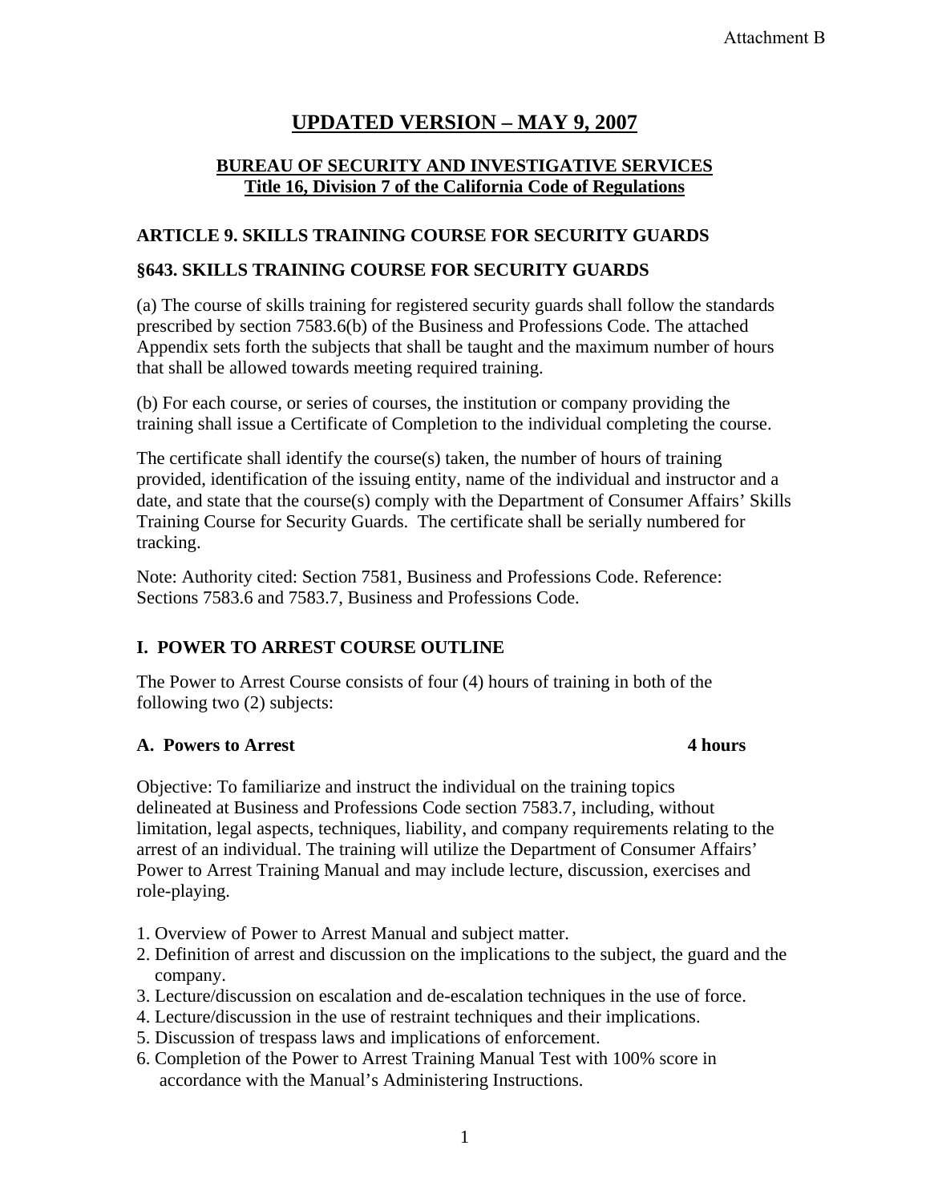Attachment B

# UPDATED VERSION – MAY 9, 2007

**BUREAU OF SECURITY AND INVESTIGATIVE SERVICES**
**Title 16, Division 7 of the California Code of Regulations**

## ARTICLE 9. SKILLS TRAINING COURSE FOR SECURITY GUARDS

### §643. SKILLS TRAINING COURSE FOR SECURITY GUARDS

(a) The course of skills training for registered security guards shall follow the standards prescribed by section 7583.6(b) of the Business and Professions Code. The attached Appendix sets forth the subjects that shall be taught and the maximum number of hours that shall be allowed towards meeting required training.

(b) For each course, or series of courses, the institution or company providing the training shall issue a Certificate of Completion to the individual completing the course.

The certificate shall identify the course(s) taken, the number of hours of training provided, identification of the issuing entity, name of the individual and instructor and a date, and state that the course(s) comply with the Department of Consumer Affairs' Skills Training Course for Security Guards. The certificate shall be serially numbered for tracking.

Note: Authority cited: Section 7581, Business and Professions Code. Reference: Sections 7583.6 and 7583.7, Business and Professions Code.

## I. POWER TO ARREST COURSE OUTLINE

The Power to Arrest Course consists of four (4) hours of training in both of the following two (2) subjects:

**A. Powers to Arrest — 4 hours**

Objective: To familiarize and instruct the individual on the training topics delineated at Business and Professions Code section 7583.7, including, without limitation, legal aspects, techniques, liability, and company requirements relating to the arrest of an individual. The training will utilize the Department of Consumer Affairs' Power to Arrest Training Manual and may include lecture, discussion, exercises and role-playing.

1. Overview of Power to Arrest Manual and subject matter.
2. Definition of arrest and discussion on the implications to the subject, the guard and the company.
3. Lecture/discussion on escalation and de-escalation techniques in the use of force.
4. Lecture/discussion in the use of restraint techniques and their implications.
5. Discussion of trespass laws and implications of enforcement.
6. Completion of the Power to Arrest Training Manual Test with 100% score in accordance with the Manual's Administering Instructions.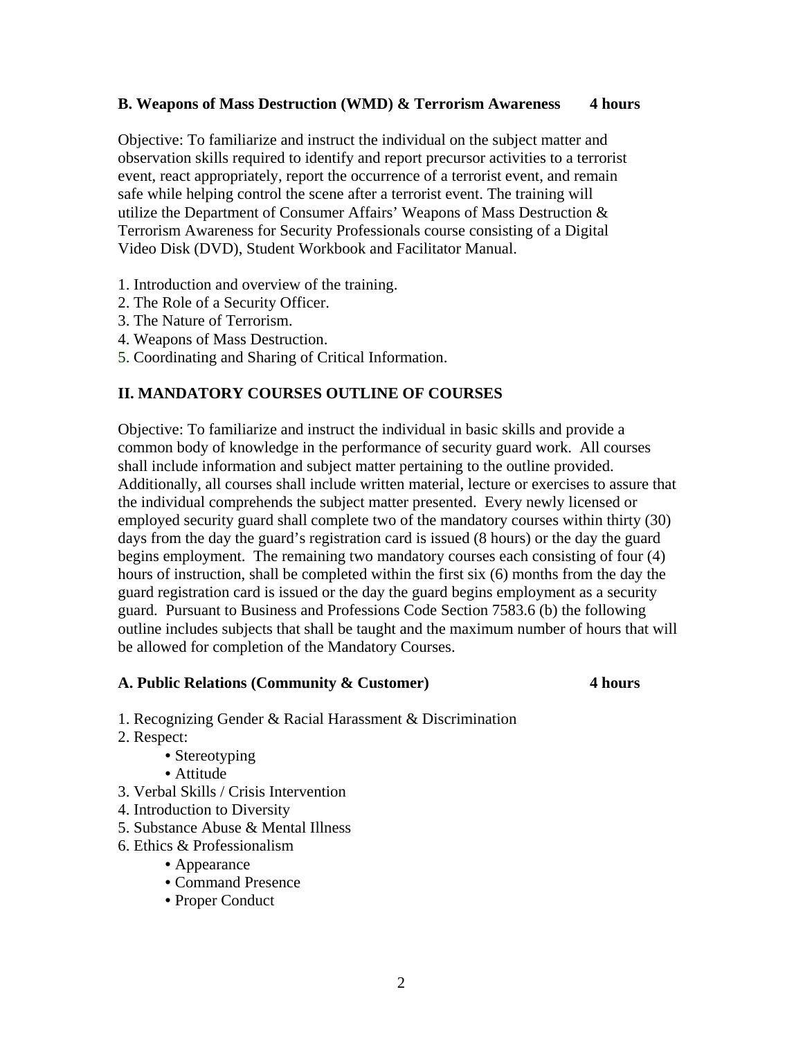**B. Weapons of Mass Destruction (WMD) & Terrorism Awareness 4 hours**

Objective: To familiarize and instruct the individual on the subject matter and observation skills required to identify and report precursor activities to a terrorist event, react appropriately, report the occurrence of a terrorist event, and remain safe while helping control the scene after a terrorist event. The training will utilize the Department of Consumer Affairs' Weapons of Mass Destruction & Terrorism Awareness for Security Professionals course consisting of a Digital Video Disk (DVD), Student Workbook and Facilitator Manual.

1. Introduction and overview of the training.
2. The Role of a Security Officer.
3. The Nature of Terrorism.
4. Weapons of Mass Destruction.
5. Coordinating and Sharing of Critical Information.

## II. MANDATORY COURSES OUTLINE OF COURSES

Objective: To familiarize and instruct the individual in basic skills and provide a common body of knowledge in the performance of security guard work. All courses shall include information and subject matter pertaining to the outline provided. Additionally, all courses shall include written material, lecture or exercises to assure that the individual comprehends the subject matter presented. Every newly licensed or employed security guard shall complete two of the mandatory courses within thirty (30) days from the day the guard's registration card is issued (8 hours) or the day the guard begins employment. The remaining two mandatory courses each consisting of four (4) hours of instruction, shall be completed within the first six (6) months from the day the guard registration card is issued or the day the guard begins employment as a security guard. Pursuant to Business and Professions Code Section 7583.6 (b) the following outline includes subjects that shall be taught and the maximum number of hours that will be allowed for completion of the Mandatory Courses.

**A. Public Relations (Community & Customer) 4 hours**

1. Recognizing Gender & Racial Harassment & Discrimination
2. Respect:
   - Stereotyping
   - Attitude
3. Verbal Skills / Crisis Intervention
4. Introduction to Diversity
5. Substance Abuse & Mental Illness
6. Ethics & Professionalism
   - Appearance
   - Command Presence
   - Proper Conduct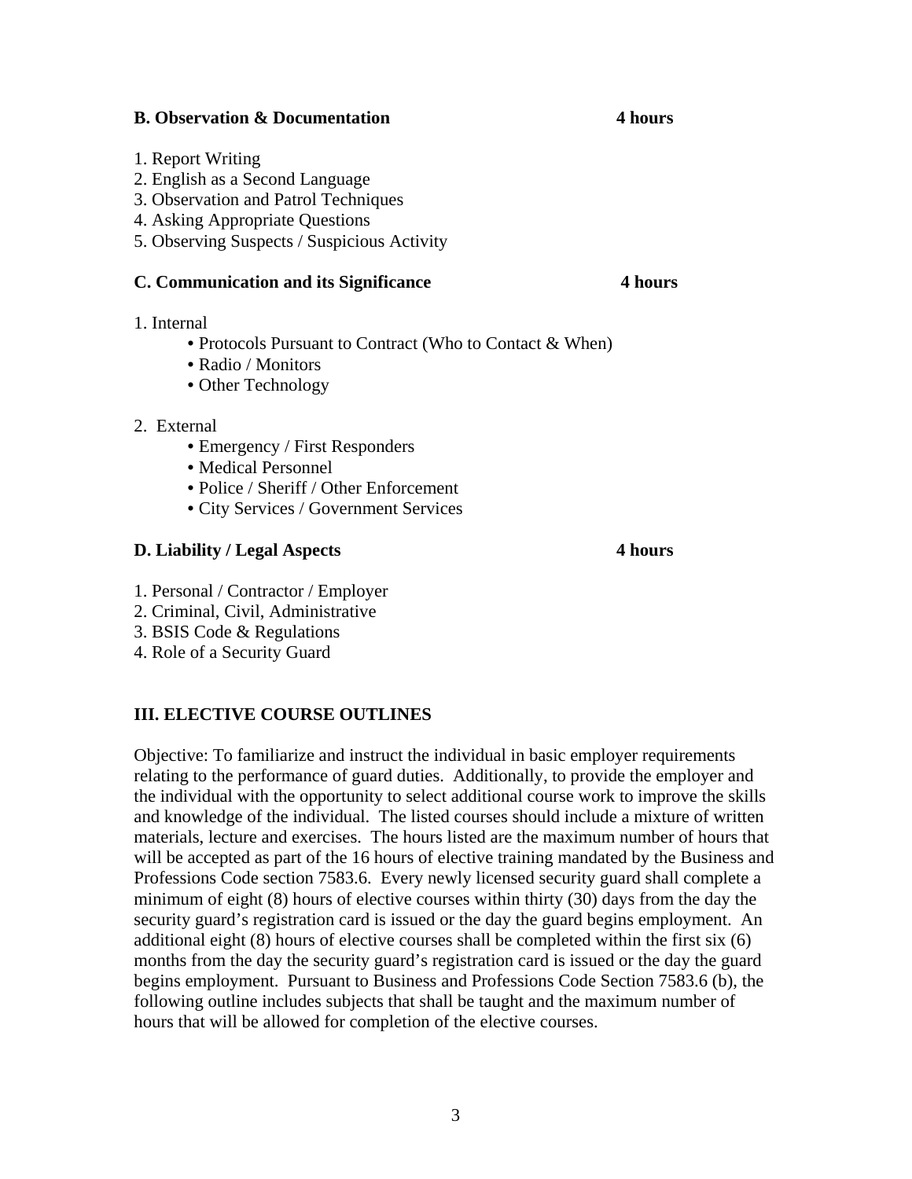**B. Observation & Documentation** **4 hours**

1. Report Writing
2. English as a Second Language
3. Observation and Patrol Techniques
4. Asking Appropriate Questions
5. Observing Suspects / Suspicious Activity

**C. Communication and its Significance** **4 hours**

1. Internal
   - Protocols Pursuant to Contract (Who to Contact & When)
   - Radio / Monitors
   - Other Technology

2. External
   - Emergency / First Responders
   - Medical Personnel
   - Police / Sheriff / Other Enforcement
   - City Services / Government Services

**D. Liability / Legal Aspects** **4 hours**

1. Personal / Contractor / Employer
2. Criminal, Civil, Administrative
3. BSIS Code & Regulations
4. Role of a Security Guard

## III. ELECTIVE COURSE OUTLINES

Objective: To familiarize and instruct the individual in basic employer requirements relating to the performance of guard duties. Additionally, to provide the employer and the individual with the opportunity to select additional course work to improve the skills and knowledge of the individual. The listed courses should include a mixture of written materials, lecture and exercises. The hours listed are the maximum number of hours that will be accepted as part of the 16 hours of elective training mandated by the Business and Professions Code section 7583.6. Every newly licensed security guard shall complete a minimum of eight (8) hours of elective courses within thirty (30) days from the day the security guard's registration card is issued or the day the guard begins employment. An additional eight (8) hours of elective courses shall be completed within the first six (6) months from the day the security guard's registration card is issued or the day the guard begins employment. Pursuant to Business and Professions Code Section 7583.6 (b), the following outline includes subjects that shall be taught and the maximum number of hours that will be allowed for completion of the elective courses.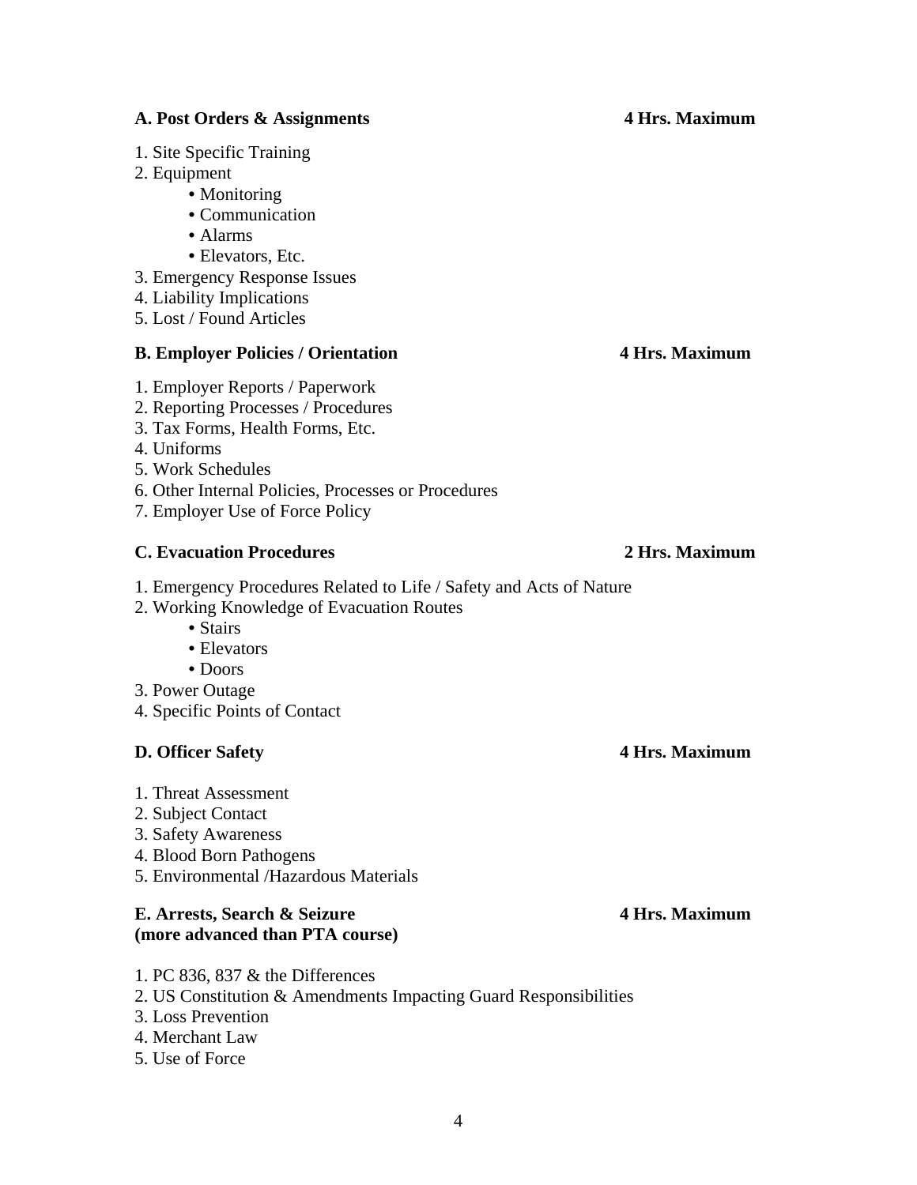**A. Post Orders & Assignments** **4 Hrs. Maximum**

1. Site Specific Training
2. Equipment
   - Monitoring
   - Communication
   - Alarms
   - Elevators, Etc.
3. Emergency Response Issues
4. Liability Implications
5. Lost / Found Articles

**B. Employer Policies / Orientation** **4 Hrs. Maximum**

1. Employer Reports / Paperwork
2. Reporting Processes / Procedures
3. Tax Forms, Health Forms, Etc.
4. Uniforms
5. Work Schedules
6. Other Internal Policies, Processes or Procedures
7. Employer Use of Force Policy

**C. Evacuation Procedures** **2 Hrs. Maximum**

1. Emergency Procedures Related to Life / Safety and Acts of Nature
2. Working Knowledge of Evacuation Routes
   - Stairs
   - Elevators
   - Doors
3. Power Outage
4. Specific Points of Contact

**D. Officer Safety** **4 Hrs. Maximum**

1. Threat Assessment
2. Subject Contact
3. Safety Awareness
4. Blood Born Pathogens
5. Environmental /Hazardous Materials

**E. Arrests, Search & Seizure** **4 Hrs. Maximum**
**(more advanced than PTA course)**

1. PC 836, 837 & the Differences
2. US Constitution & Amendments Impacting Guard Responsibilities
3. Loss Prevention
4. Merchant Law
5. Use of Force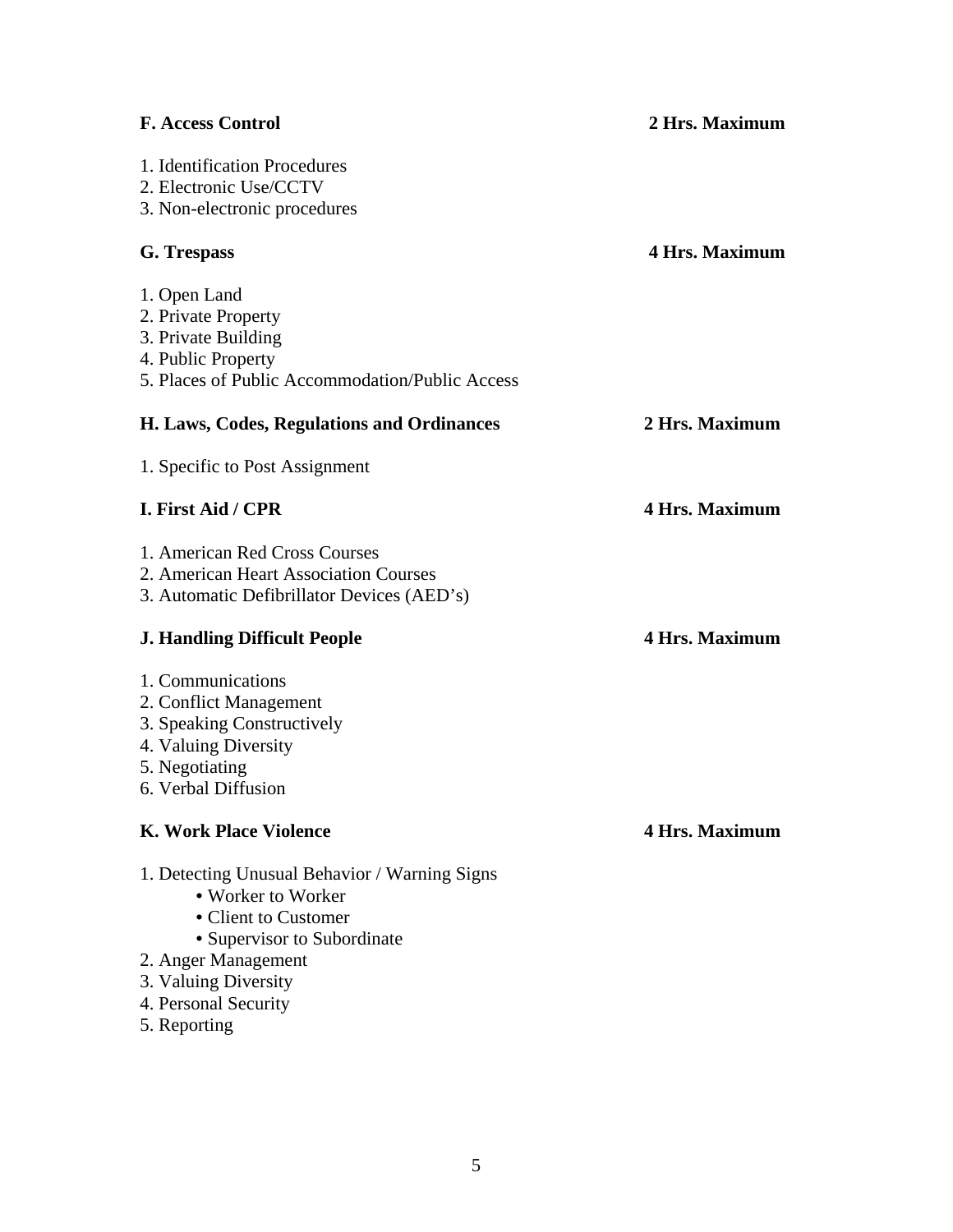**F. Access Control** **2 Hrs. Maximum**

1. Identification Procedures
2. Electronic Use/CCTV
3. Non-electronic procedures

**G. Trespass** **4 Hrs. Maximum**

1. Open Land
2. Private Property
3. Private Building
4. Public Property
5. Places of Public Accommodation/Public Access

**H. Laws, Codes, Regulations and Ordinances** **2 Hrs. Maximum**

1. Specific to Post Assignment

**I. First Aid / CPR** **4 Hrs. Maximum**

1. American Red Cross Courses
2. American Heart Association Courses
3. Automatic Defibrillator Devices (AED's)

**J. Handling Difficult People** **4 Hrs. Maximum**

1. Communications
2. Conflict Management
3. Speaking Constructively
4. Valuing Diversity
5. Negotiating
6. Verbal Diffusion

**K. Work Place Violence** **4 Hrs. Maximum**

1. Detecting Unusual Behavior / Warning Signs
    - Worker to Worker
    - Client to Customer
    - Supervisor to Subordinate
2. Anger Management
3. Valuing Diversity
4. Personal Security
5. Reporting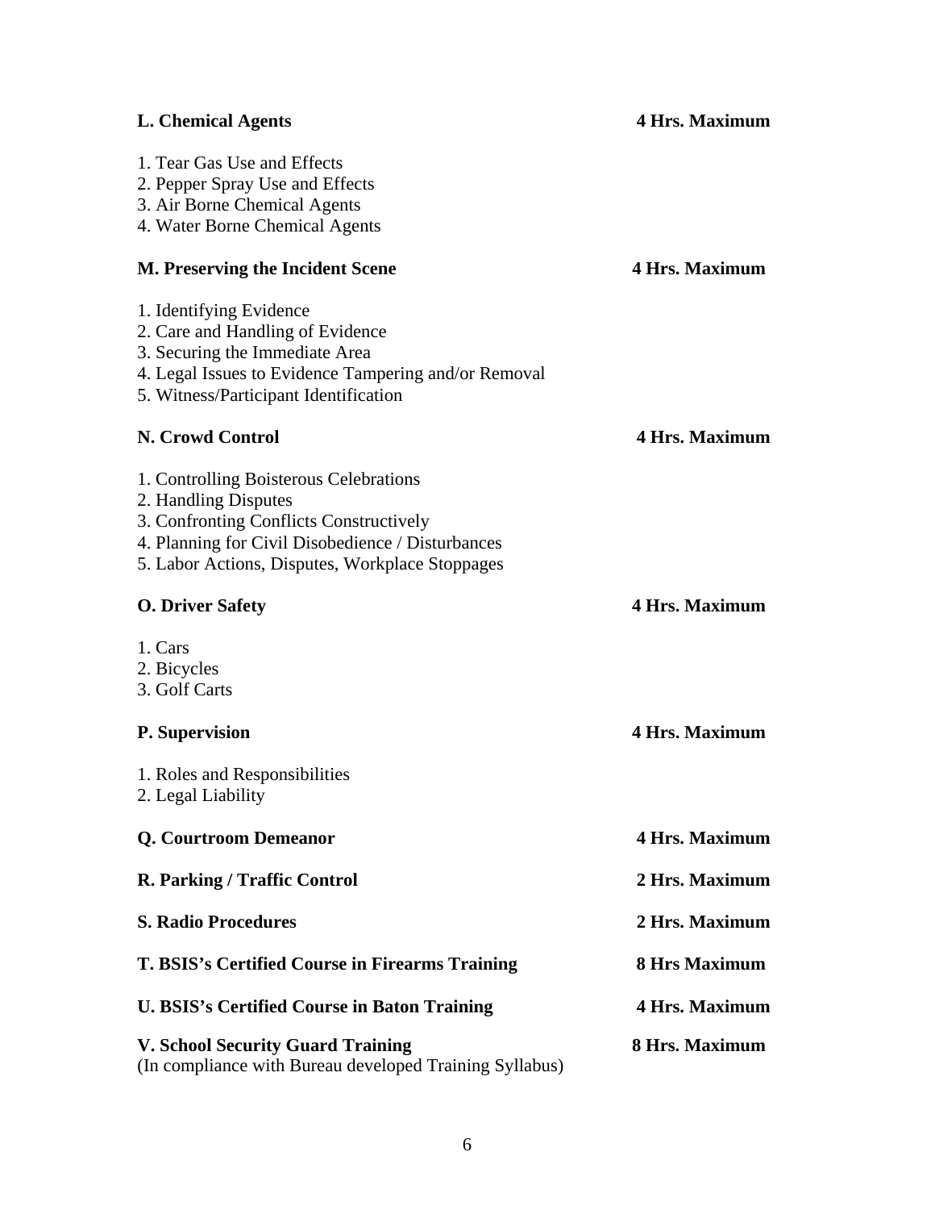**L. Chemical Agents** **4 Hrs. Maximum**

1. Tear Gas Use and Effects
2. Pepper Spray Use and Effects
3. Air Borne Chemical Agents
4. Water Borne Chemical Agents

**M. Preserving the Incident Scene** **4 Hrs. Maximum**

1. Identifying Evidence
2. Care and Handling of Evidence
3. Securing the Immediate Area
4. Legal Issues to Evidence Tampering and/or Removal
5. Witness/Participant Identification

**N. Crowd Control** **4 Hrs. Maximum**

1. Controlling Boisterous Celebrations
2. Handling Disputes
3. Confronting Conflicts Constructively
4. Planning for Civil Disobedience / Disturbances
5. Labor Actions, Disputes, Workplace Stoppages

**O. Driver Safety** **4 Hrs. Maximum**

1. Cars
2. Bicycles
3. Golf Carts

**P. Supervision** **4 Hrs. Maximum**

1. Roles and Responsibilities
2. Legal Liability

**Q. Courtroom Demeanor** **4 Hrs. Maximum**

**R. Parking / Traffic Control** **2 Hrs. Maximum**

**S. Radio Procedures** **2 Hrs. Maximum**

**T. BSIS's Certified Course in Firearms Training** **8 Hrs Maximum**

**U. BSIS's Certified Course in Baton Training** **4 Hrs. Maximum**

**V. School Security Guard Training** **8 Hrs. Maximum**
(In compliance with Bureau developed Training Syllabus)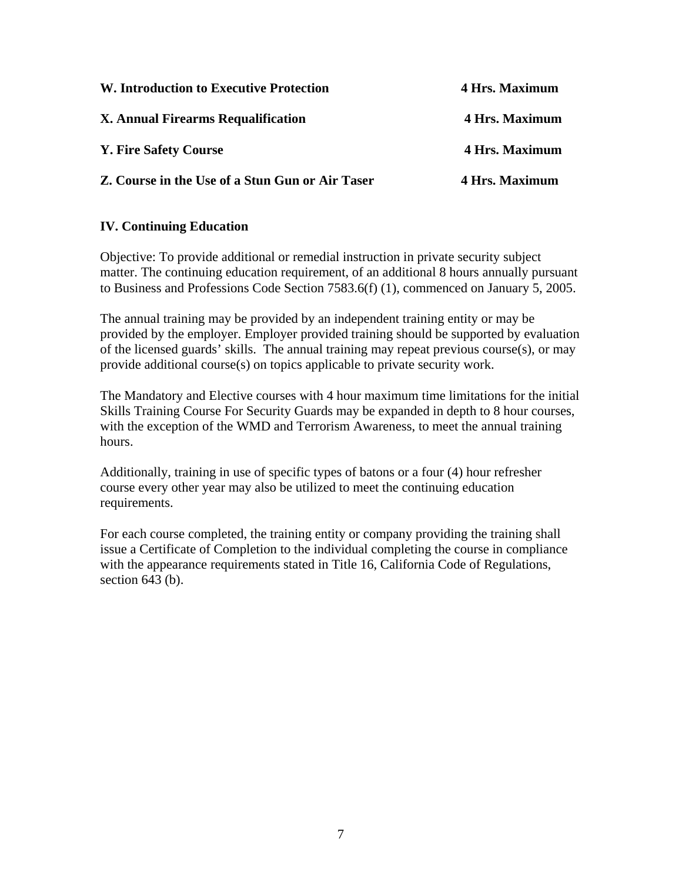| | |
|---|---|
| **W. Introduction to Executive Protection** | **4 Hrs. Maximum** |
| **X. Annual Firearms Requalification** | **4 Hrs. Maximum** |
| **Y. Fire Safety Course** | **4 Hrs. Maximum** |
| **Z. Course in the Use of a Stun Gun or Air Taser** | **4 Hrs. Maximum** |

## IV. Continuing Education

Objective: To provide additional or remedial instruction in private security subject matter. The continuing education requirement, of an additional 8 hours annually pursuant to Business and Professions Code Section 7583.6(f) (1), commenced on January 5, 2005.

The annual training may be provided by an independent training entity or may be provided by the employer. Employer provided training should be supported by evaluation of the licensed guards' skills. The annual training may repeat previous course(s), or may provide additional course(s) on topics applicable to private security work.

The Mandatory and Elective courses with 4 hour maximum time limitations for the initial Skills Training Course For Security Guards may be expanded in depth to 8 hour courses, with the exception of the WMD and Terrorism Awareness, to meet the annual training hours.

Additionally, training in use of specific types of batons or a four (4) hour refresher course every other year may also be utilized to meet the continuing education requirements.

For each course completed, the training entity or company providing the training shall issue a Certificate of Completion to the individual completing the course in compliance with the appearance requirements stated in Title 16, California Code of Regulations, section 643 (b).